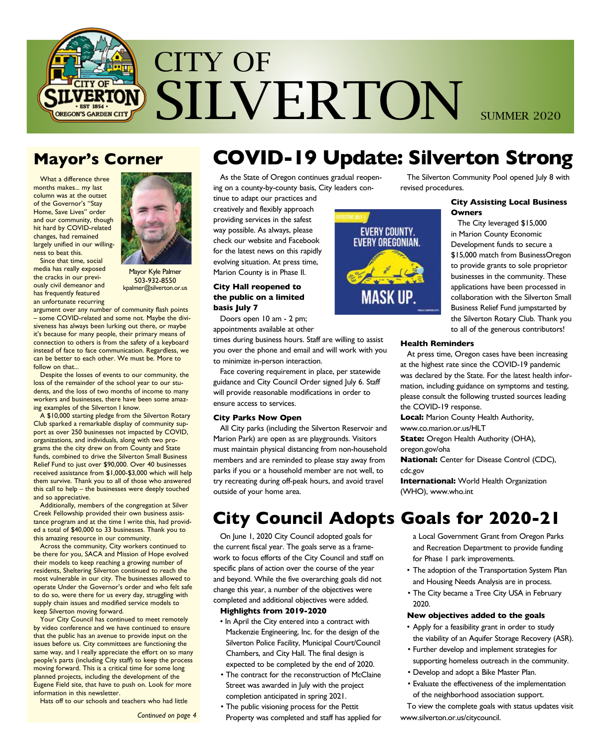# CITY OF SILVERTON

SUMMER 2020

## Mayor's Corner

What a difference three months makes... my last column was at the outset of the Governor's "Stay Home, Save Lives" order and our community, though hit hard by COVID-related changes, had remained largely unified in our willingness to beat this.

Mayor Kyle Palmer
503-932-8550
kpalmer@silverton.or.us

Since that time, social media has really exposed the cracks in our previously civil demeanor and has frequently featured an unfortunate recurring argument over any number of community flash points – some COVID-related and some not. Maybe the divisiveness has always been lurking out there, or maybe it's because for many people, their primary means of connection to others is from the safety of a keyboard instead of face to face communication. Regardless, we can be better to each other. We must be. More to follow on that...

Despite the losses of events to our community, the loss of the remainder of the school year to our students, and the loss of two months of income to many workers and businesses, there have been some amazing examples of the Silverton I know.

A $10,000 starting pledge from the Silverton Rotary Club sparked a remarkable display of community support as over 250 businesses not impacted by COVID, organizations, and individuals, along with two programs the the city drew on from County and State funds, combined to drive the Silverton Small Business Relief Fund to just over $90,000. Over 40 businesses received assistance from $1,000-$3,000 which will help them survive. Thank you to all of those who answered this call to help – the businesses were deeply touched and so appreciative.

Additionally, members of the congregation at Silver Creek Fellowship provided their own business assistance program and at the time I write this, had provided a total of $40,000 to 33 businesses. Thank you to this amazing resource in our community.

Across the community, City workers continued to be there for you, SACA and Mission of Hope evolved their models to keep reaching a growing number of residents, Sheltering Silverton continued to reach the most vulnerable in our city. The businesses allowed to operate Under the Governor's order and who felt safe to do so, were there for us every day, struggling with supply chain issues and modified service models to keep Silverton moving forward.

Your City Council has continued to meet remotely by video conference and we have continued to ensure that the public has an avenue to provide input on the issues before us. City committees are functioning the same way, and I really appreciate the effort on so many people's parts (including City staff) to keep the process moving forward. This is a critical time for some long planned projects, including the development of the Eugene Field site, that have to push on. Look for more information in this newsletter.

Hats off to our schools and teachers who had little

*Continued on page 4*

## COVID-19 Update: Silverton Strong

As the State of Oregon continues gradual reopening on a county-by-county basis, City leaders continue to adapt our practices and creatively and flexibly approach providing services in the safest way possible. As always, please check our website and Facebook for the latest news on this rapidly evolving situation. At press time, Marion County is in Phase II.

EFFECTIVE JULY 1 — EVERY COUNTY. EVERY OREGONIAN. MASK UP.

### City Hall reopened to the public on a limited basis July 7

Doors open 10 am - 2 pm; appointments available at other times during business hours. Staff are willing to assist you over the phone and email and will work with you to minimize in-person interaction.

Face covering requirement in place, per statewide guidance and City Council Order signed July 6. Staff will provide reasonable modifications in order to ensure access to services.

### City Parks Now Open

All City parks (including the Silverton Reservoir and Marion Park) are open as are playgrounds. Visitors must maintain physical distancing from non-household members and are reminded to please stay away from parks if you or a household member are not well, to try recreating during off-peak hours, and avoid travel outside of your home area.

The Silverton Community Pool opened July 8 with revised procedures.

### City Assisting Local Business Owners

The City leveraged $15,000 in Marion County Economic Development funds to secure a $15,000 match from BusinessOregon to provide grants to sole proprietor businesses in the community. These applications have been processed in collaboration with the Silverton Small Business Relief Fund jumpstarted by the Silverton Rotary Club. Thank you to all of the generous contributors!

### Health Reminders

At press time, Oregon cases have been increasing at the highest rate since the COVID-19 pandemic was declared by the State. For the latest health information, including guidance on symptoms and testing, please consult the following trusted sources leading the COVID-19 response.

**Local:** Marion County Health Authority, www.co.marion.or.us/HLT

**State:** Oregon Health Authority (OHA), oregon.gov/oha

**National:** Center for Disease Control (CDC), cdc.gov

**International:** World Health Organization (WHO), www.who.int

## City Council Adopts Goals for 2020-21

On June 1, 2020 City Council adopted goals for the current fiscal year. The goals serve as a framework to focus efforts of the City Council and staff on specific plans of action over the course of the year and beyond. While the five overarching goals did not change this year, a number of the objectives were completed and additional objectives were added.

**Highlights from 2019-2020**

- In April the City entered into a contract with Mackenzie Engineering, Inc. for the design of the Silverton Police Facility, Municipal Court/Council Chambers, and City Hall. The final design is expected to be completed by the end of 2020.
- The contract for the reconstruction of McClaine Street was awarded in July with the project completion anticipated in spring 2021.
- The public visioning process for the Pettit Property was completed and staff has applied for a Local Government Grant from Oregon Parks and Recreation Department to provide funding for Phase I park improvements.
- The adoption of the Transportation System Plan and Housing Needs Analysis are in process.
- The City became a Tree City USA in February 2020.

**New objectives added to the goals**

- Apply for a feasibility grant in order to study the viability of an Aquifer Storage Recovery (ASR).
- Further develop and implement strategies for supporting homeless outreach in the community.
- Develop and adopt a Bike Master Plan.
- Evaluate the effectiveness of the implementation of the neighborhood association support.

To view the complete goals with status updates visit www.silverton.or.us/citycouncil.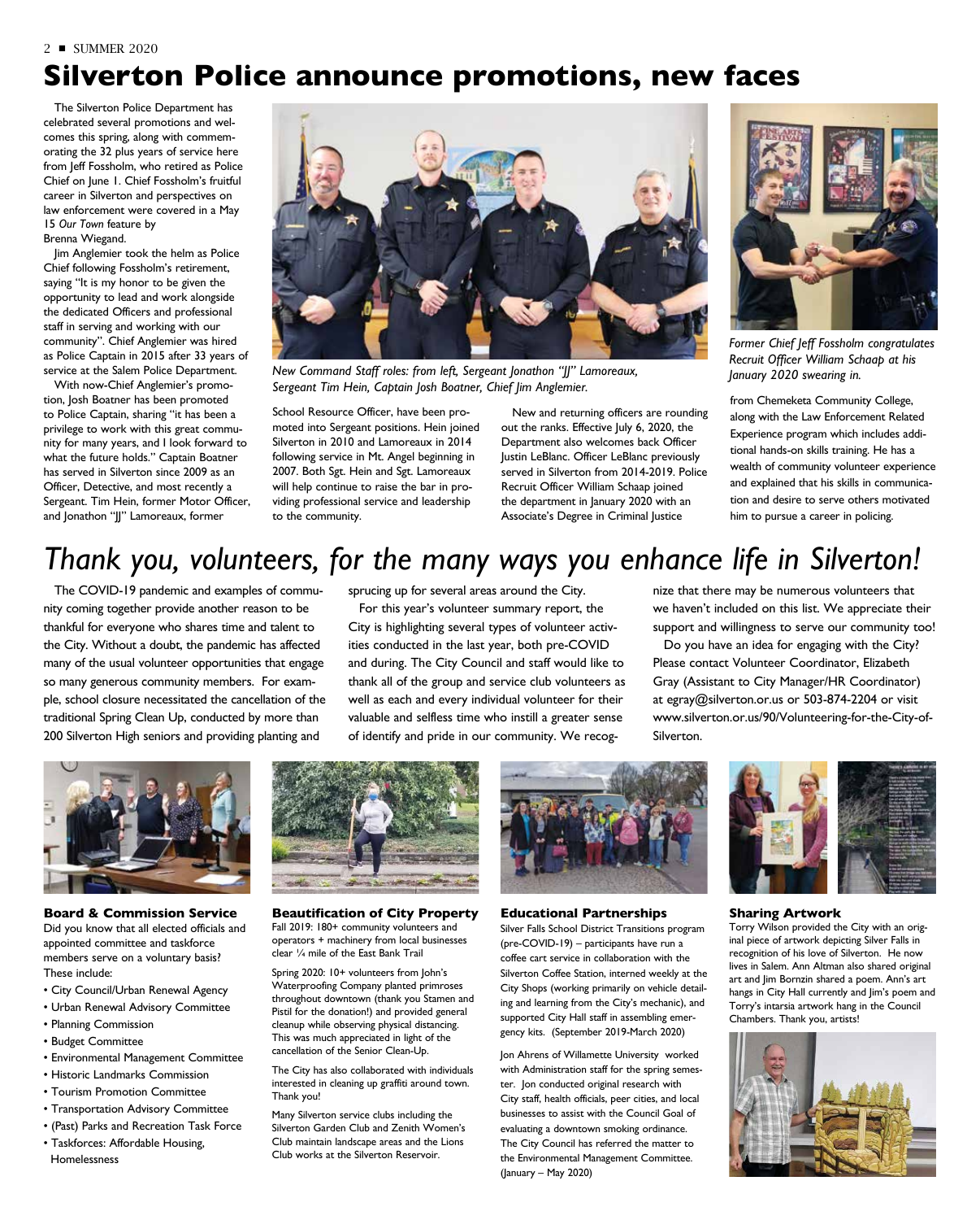# Silverton Police announce promotions, new faces

The Silverton Police Department has celebrated several promotions and welcomes this spring, along with commemorating the 32 plus years of service here from Jeff Fossholm, who retired as Police Chief on June 1. Chief Fossholm's fruitful career in Silverton and perspectives on law enforcement were covered in a May 15 *Our Town* feature by Brenna Wiegand.

Jim Anglemier took the helm as Police Chief following Fossholm's retirement, saying "It is my honor to be given the opportunity to lead and work alongside the dedicated Officers and professional staff in serving and working with our community". Chief Anglemier was hired as Police Captain in 2015 after 33 years of service at the Salem Police Department.

With now-Chief Anglemier's promotion, Josh Boatner has been promoted to Police Captain, sharing "it has been a privilege to work with this great community for many years, and I look forward to what the future holds." Captain Boatner has served in Silverton since 2009 as an Officer, Detective, and most recently a Sergeant. Tim Hein, former Motor Officer, and Jonathon "JJ" Lamoreaux, former School Resource Officer, have been promoted into Sergeant positions. Hein joined Silverton in 2010 and Lamoreaux in 2014 following service in Mt. Angel beginning in 2007. Both Sgt. Hein and Sgt. Lamoreaux will help continue to raise the bar in providing professional service and leadership to the community.

*New Command Staff roles: from left, Sergeant Jonathon "JJ" Lamoreaux, Sergeant Tim Hein, Captain Josh Boatner, Chief Jim Anglemier.*

New and returning officers are rounding out the ranks. Effective July 6, 2020, the Department also welcomes back Officer Justin LeBlanc. Officer LeBlanc previously served in Silverton from 2014-2019. Police Recruit Officer William Schaap joined the department in January 2020 with an Associate's Degree in Criminal Justice from Chemeketa Community College, along with the Law Enforcement Related Experience program which includes additional hands-on skills training. He has a wealth of community volunteer experience and explained that his skills in communication and desire to serve others motivated him to pursue a career in policing.

*Former Chief Jeff Fossholm congratulates Recruit Officer William Schaap at his January 2020 swearing in.*

# *Thank you, volunteers, for the many ways you enhance life in Silverton!*

The COVID-19 pandemic and examples of community coming together provide another reason to be thankful for everyone who shares time and talent to the City. Without a doubt, the pandemic has affected many of the usual volunteer opportunities that engage so many generous community members. For example, school closure necessitated the cancellation of the traditional Spring Clean Up, conducted by more than 200 Silverton High seniors and providing planting and sprucing up for several areas around the City.

For this year's volunteer summary report, the City is highlighting several types of volunteer activities conducted in the last year, both pre-COVID and during. The City Council and staff would like to thank all of the group and service club volunteers as well as each and every individual volunteer for their valuable and selfless time who instill a greater sense of identify and pride in our community. We recognize that there may be numerous volunteers that we haven't included on this list. We appreciate their support and willingness to serve our community too!

Do you have an idea for engaging with the City? Please contact Volunteer Coordinator, Elizabeth Gray (Assistant to City Manager/HR Coordinator) at egray@silverton.or.us or 503-874-2204 or visit www.silverton.or.us/90/Volunteering-for-the-City-of-Silverton.

### Board & Commission Service

Did you know that all elected officials and appointed committee and taskforce members serve on a voluntary basis? These include:

- City Council/Urban Renewal Agency
- Urban Renewal Advisory Committee
- Planning Commission
- Budget Committee
- Environmental Management Committee
- Historic Landmarks Commission
- Tourism Promotion Committee
- Transportation Advisory Committee
- (Past) Parks and Recreation Task Force
- Taskforces: Affordable Housing, Homelessness

### Beautification of City Property

Fall 2019: 180+ community volunteers and operators + machinery from local businesses clear ¼ mile of the East Bank Trail

Spring 2020: 10+ volunteers from John's Waterproofing Company planted primroses throughout downtown (thank you Stamen and Pistil for the donation!) and provided general cleanup while observing physical distancing. This was much appreciated in light of the cancellation of the Senior Clean-Up.

The City has also collaborated with individuals interested in cleaning up graffiti around town. Thank you!

Many Silverton service clubs including the Silverton Garden Club and Zenith Women's Club maintain landscape areas and the Lions Club works at the Silverton Reservoir.

### Educational Partnerships

Silver Falls School District Transitions program (pre-COVID-19) – participants have run a coffee cart service in collaboration with the Silverton Coffee Station, interned weekly at the City Shops (working primarily on vehicle detailing and learning from the City's mechanic), and supported City Hall staff in assembling emergency kits. (September 2019-March 2020)

Jon Ahrens of Willamette University worked with Administration staff for the spring semester. Jon conducted original research with City staff, health officials, peer cities, and local businesses to assist with the Council Goal of evaluating a downtown smoking ordinance. The City Council has referred the matter to the Environmental Management Committee. (January – May 2020)

### Sharing Artwork

Torry Wilson provided the City with an original piece of artwork depicting Silver Falls in recognition of his love of Silverton. He now lives in Salem. Ann Altman also shared original art and Jim Bornzin shared a poem. Ann's art hangs in City Hall currently and Jim's poem and Torry's intarsia artwork hang in the Council Chambers. Thank you, artists!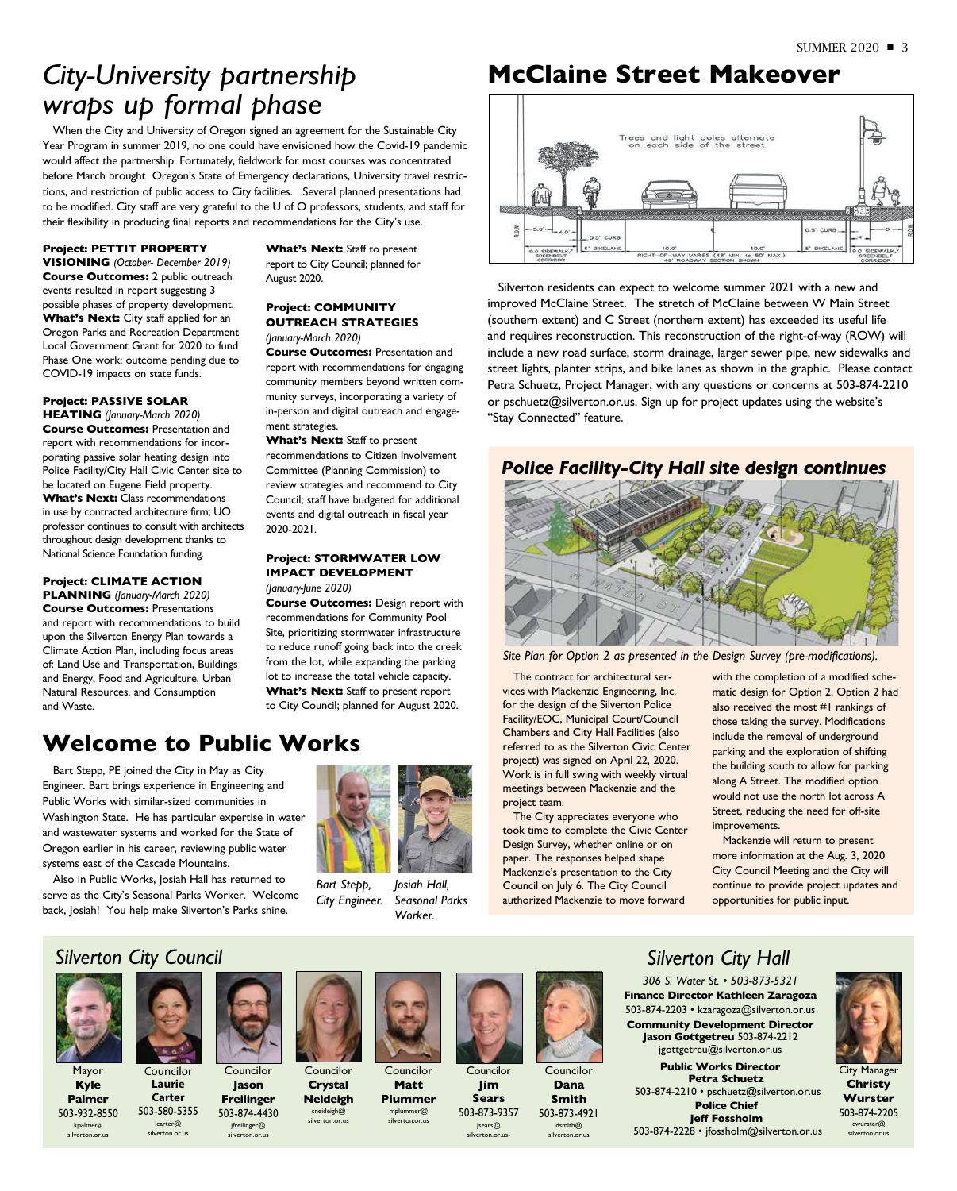# *City-University partnership wraps up formal phase*

When the City and University of Oregon signed an agreement for the Sustainable City Year Program in summer 2019, no one could have envisioned how the Covid-19 pandemic would affect the partnership. Fortunately, fieldwork for most courses was concentrated before March brought Oregon's State of Emergency declarations, University travel restrictions, and restriction of public access to City facilities. Several planned presentations had to be modified. City staff are very grateful to the U of O professors, students, and staff for their flexibility in producing final reports and recommendations for the City's use.

**Project: PETTIT PROPERTY VISIONING** *(October- December 2019)*
**Course Outcomes:** 2 public outreach events resulted in report suggesting 3 possible phases of property development.
**What's Next:** City staff applied for an Oregon Parks and Recreation Department Local Government Grant for 2020 to fund Phase One work; outcome pending due to COVID-19 impacts on state funds.

**Project: PASSIVE SOLAR HEATING** *(January-March 2020)*
**Course Outcomes:** Presentation and report with recommendations for incorporating passive solar heating design into Police Facility/City Hall Civic Center site to be located on Eugene Field property.
**What's Next:** Class recommendations in use by contracted architecture firm; UO professor continues to consult with architects throughout design development thanks to National Science Foundation funding.

**Project: CLIMATE ACTION PLANNING** *(January-March 2020)*
**Course Outcomes:** Presentations and report with recommendations to build upon the Silverton Energy Plan towards a Climate Action Plan, including focus areas of: Land Use and Transportation, Buildings and Energy, Food and Agriculture, Urban Natural Resources, and Consumption and Waste.
**What's Next:** Staff to present report to City Council; planned for August 2020.

**Project: COMMUNITY OUTREACH STRATEGIES** *(January-March 2020)*
**Course Outcomes:** Presentation and report with recommendations for engaging community members beyond written community surveys, incorporating a variety of in-person and digital outreach and engagement strategies.
**What's Next:** Staff to present recommendations to Citizen Involvement Committee (Planning Commission) to review strategies and recommend to City Council; staff have budgeted for additional events and digital outreach in fiscal year 2020-2021.

**Project: STORMWATER LOW IMPACT DEVELOPMENT** *(January-June 2020)*
**Course Outcomes:** Design report with recommendations for Community Pool Site, prioritizing stormwater infrastructure to reduce runoff going back into the creek from the lot, while expanding the parking lot to increase the total vehicle capacity.
**What's Next:** Staff to present report to City Council; planned for August 2020.

# Welcome to Public Works

Bart Stepp, PE joined the City in May as City Engineer. Bart brings experience in Engineering and Public Works with similar-sized communities in Washington State. He has particular expertise in water and wastewater systems and worked for the State of Oregon earlier in his career, reviewing public water systems east of the Cascade Mountains.

Also in Public Works, Josiah Hall has returned to serve as the City's Seasonal Parks Worker. Welcome back, Josiah! You help make Silverton's Parks shine.

*Bart Stepp, City Engineer.* *Josiah Hall, Seasonal Parks Worker.*

# McClaine Street Makeover

Trees and light poles alternate on each side of the street

5.0' | 4.0' | 0.5' CURB | 5' BIKELANE | 10.0' | 10.0' | 5' BIKELANE | 0.5' CURB | 4' | 5'
9.0' SIDEWALK/ GREENBELT CORRIDOR | RIGHT-OF-WAY VARIES (48' MIN. to 50' MAX.) 49' ROADWAY SECTION SHOWN | 9.0' SIDEWALK/ GREENBELT CORRIDOR

Silverton residents can expect to welcome summer 2021 with a new and improved McClaine Street. The stretch of McClaine between W Main Street (southern extent) and C Street (northern extent) has exceeded its useful life and requires reconstruction. This reconstruction of the right-of-way (ROW) will include a new road surface, storm drainage, larger sewer pipe, new sidewalks and street lights, planter strips, and bike lanes as shown in the graphic. Please contact Petra Schuetz, Project Manager, with any questions or concerns at 503-874-2210 or pschuetz@silverton.or.us. Sign up for project updates using the website's "Stay Connected" feature.

## *Police Facility-City Hall site design continues*

*Site Plan for Option 2 as presented in the Design Survey (pre-modifications).*

The contract for architectural services with Mackenzie Engineering, Inc. for the design of the Silverton Police Facility/EOC, Municipal Court/Council Chambers and City Hall Facilities (also referred to as the Silverton Civic Center project) was signed on April 22, 2020. Work is in full swing with weekly virtual meetings between Mackenzie and the project team.

The City appreciates everyone who took time to complete the Civic Center Design Survey, whether online or on paper. The responses helped shape Mackenzie's presentation to the City Council on July 6. The City Council authorized Mackenzie to move forward with the completion of a modified schematic design for Option 2. Option 2 had also received the most #1 rankings of those taking the survey. Modifications include the removal of underground parking and the exploration of shifting the building south to allow for parking along A Street. The modified option would not use the north lot across A Street, reducing the need for off-site improvements.

Mackenzie will return to present more information at the Aug. 3, 2020 City Council Meeting and the City will continue to provide project updates and opportunities for public input.

## *Silverton City Council*

Mayor **Kyle Palmer** 503-932-8550 kpalmer@silverton.or.us

Councilor **Laurie Carter** 503-580-5355 lcarter@silverton.or.us

Councilor **Jason Freilinger** 503-874-4430 jfreilinger@silverton.or.us

Councilor **Crystal Neideigh** cneideigh@silverton.or.us

Councilor **Matt Plummer** mplummer@silverton.or.us

Councilor **Jim Sears** 503-873-9357 jsears@silverton.or.us-

Councilor **Dana Smith** 503-873-4921 dsmith@silverton.or.us

## *Silverton City Hall*

*306 S. Water St. • 503-873-5321*

**Finance Director Kathleen Zaragoza**
503-874-2203 • kzaragoza@silverton.or.us

**Community Development Director Jason Gottgetreu** 503-874-2212
jgottgetreu@silverton.or.us

**Public Works Director Petra Schuetz**
503-874-2210 • pschuetz@silverton.or.us

**Police Chief Jeff Fossholm**
503-874-2228 • jfossholm@silverton.or.us

City Manager **Christy Wurster** 503-874-2205 cwurster@silverton.or.us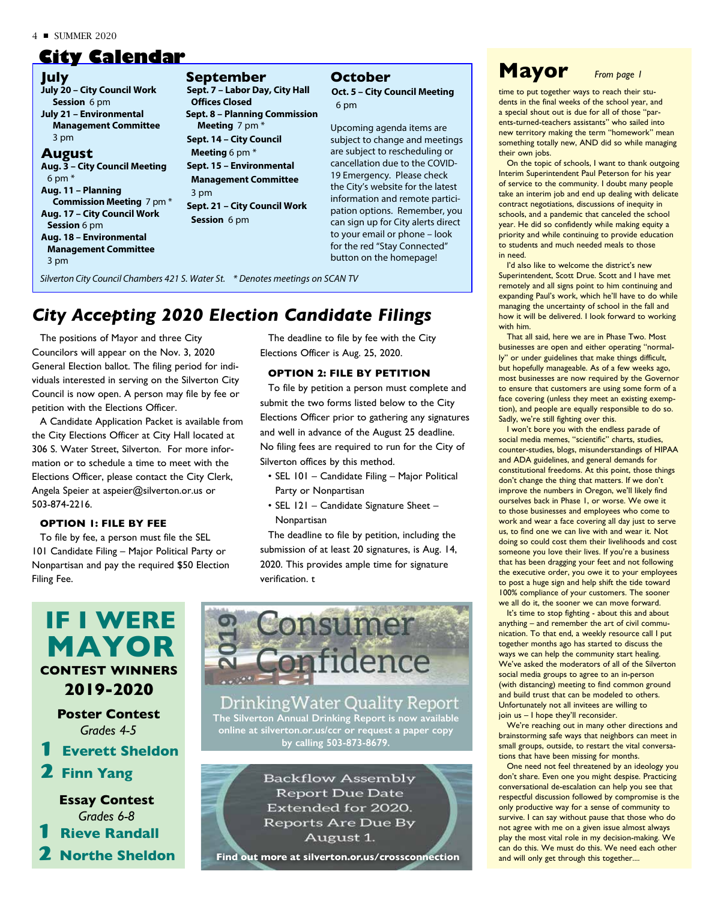# City Calendar

## July

**July 20 – City Council Work Session** 6 pm
**July 21 – Environmental Management Committee** 3 pm

## August

**Aug. 3 – City Council Meeting** 6 pm *
**Aug. 11 – Planning Commission Meeting** 7 pm *
**Aug. 17 – City Council Work Session** 6 pm
**Aug. 18 – Environmental Management Committee** 3 pm

## September

**Sept. 7 – Labor Day, City Hall Offices Closed**
**Sept. 8 – Planning Commission Meeting** 7 pm *
**Sept. 14 – City Council Meeting** 6 pm *
**Sept. 15 – Environmental Management Committee** 3 pm
**Sept. 21 – City Council Work Session** 6 pm

## October

**Oct. 5 – City Council Meeting** 6 pm

Upcoming agenda items are subject to change and meetings are subject to rescheduling or cancellation due to the COVID-19 Emergency. Please check the City's website for the latest information and remote participation options. Remember, you can sign up for City alerts direct to your email or phone – look for the red "Stay Connected" button on the homepage!

*Silverton City Council Chambers 421 S. Water St. * Denotes meetings on SCAN TV*

## City Accepting 2020 Election Candidate Filings

The positions of Mayor and three City Councilors will appear on the Nov. 3, 2020 General Election ballot. The filing period for individuals interested in serving on the Silverton City Council is now open. A person may file by fee or petition with the Elections Officer.

A Candidate Application Packet is available from the City Elections Officer at City Hall located at 306 S. Water Street, Silverton. For more information or to schedule a time to meet with the Elections Officer, please contact the City Clerk, Angela Speier at aspeier@silverton.or.us or 503-874-2216.

### OPTION 1: FILE BY FEE

To file by fee, a person must file the SEL 101 Candidate Filing – Major Political Party or Nonpartisan and pay the required $50 Election Filing Fee.

The deadline to file by fee with the City Elections Officer is Aug. 25, 2020.

### OPTION 2: FILE BY PETITION

To file by petition a person must complete and submit the two forms listed below to the City Elections Officer prior to gathering any signatures and well in advance of the August 25 deadline. No filing fees are required to run for the City of Silverton offices by this method.

- SEL 101 – Candidate Filing – Major Political Party or Nonpartisan
- SEL 121 – Candidate Signature Sheet – Nonpartisan

The deadline to file by petition, including the submission of at least 20 signatures, is Aug. 14, 2020. This provides ample time for signature verification. t

## IF I WERE MAYOR
### CONTEST WINNERS 2019-2020

**Poster Contest**
*Grades 4-5*
1 Everett Sheldon
2 Finn Yang

**Essay Contest**
*Grades 6-8*
1 Rieve Randall
2 Northe Sheldon

## 2019 Consumer Confidence
### Drinking Water Quality Report

**The Silverton Annual Drinking Report is now available online at silverton.or.us/ccr or request a paper copy by calling 503-873-8679.**

Backflow Assembly Report Due Date Extended for 2020. Reports Are Due By August 1.

**Find out more at silverton.or.us/crossconnection**

## Mayor

*From page 1*

time to put together ways to reach their students in the final weeks of the school year, and a special shout out is due for all of those "parents-turned-teachers assistants" who sailed into new territory making the term "homework" mean something totally new, AND did so while managing their own jobs.

On the topic of schools, I want to thank outgoing Interim Superintendent Paul Peterson for his year of service to the community. I doubt many people take an interim job and end up dealing with delicate contract negotiations, discussions of inequity in schools, and a pandemic that canceled the school year. He did so confidently while making equity a priority and while continuing to provide education to students and much needed meals to those in need.

I'd also like to welcome the district's new Superintendent, Scott Drue. Scott and I have met remotely and all signs point to him continuing and expanding Paul's work, which he'll have to do while managing the uncertainty of school in the fall and how it will be delivered. I look forward to working with him.

That all said, here we are in Phase Two. Most businesses are open and either operating "normally" or under guidelines that make things difficult, but hopefully manageable. As of a few weeks ago, most businesses are now required by the Governor to ensure that customers are using some form of a face covering (unless they meet an existing exemption), and people are equally responsible to do so. Sadly, we're still fighting over this.

I won't bore you with the endless parade of social media memes, "scientific" charts, studies, counter-studies, blogs, misunderstandings of HIPAA and ADA guidelines, and general demands for constitutional freedoms. At this point, those things don't change the thing that matters. If we don't improve the numbers in Oregon, we'll likely find ourselves back in Phase 1, or worse. We owe it to those businesses and employees who come to work and wear a face covering all day just to serve us, to find one we can live with and wear it. Not doing so could cost them their livelihoods and cost someone you love their lives. If you're a business that has been dragging your feet and not following the executive order, you owe it to your employees to post a huge sign and help shift the tide toward 100% compliance of your customers. The sooner we all do it, the sooner we can move forward.

It's time to stop fighting - about this and about anything – and remember the art of civil communication. To that end, a weekly resource call I put together months ago has started to discuss the ways we can help the community start healing. We've asked the moderators of all of the Silverton social media groups to agree to an in-person (with distancing) meeting to find common ground and build trust that can be modeled to others. Unfortunately not all invitees are willing to join us – I hope they'll reconsider.

We're reaching out in many other directions and brainstorming safe ways that neighbors can meet in small groups, outside, to restart the vital conversations that have been missing for months.

One need not feel threatened by an ideology you don't share. Even one you might despise. Practicing conversational de-escalation can help you see that respectful discussion followed by compromise is the only productive way for a sense of community to survive. I can say without pause that those who do not agree with me on a given issue almost always play the most vital role in my decision-making. We can do this. We must do this. We need each other and will only get through this together....